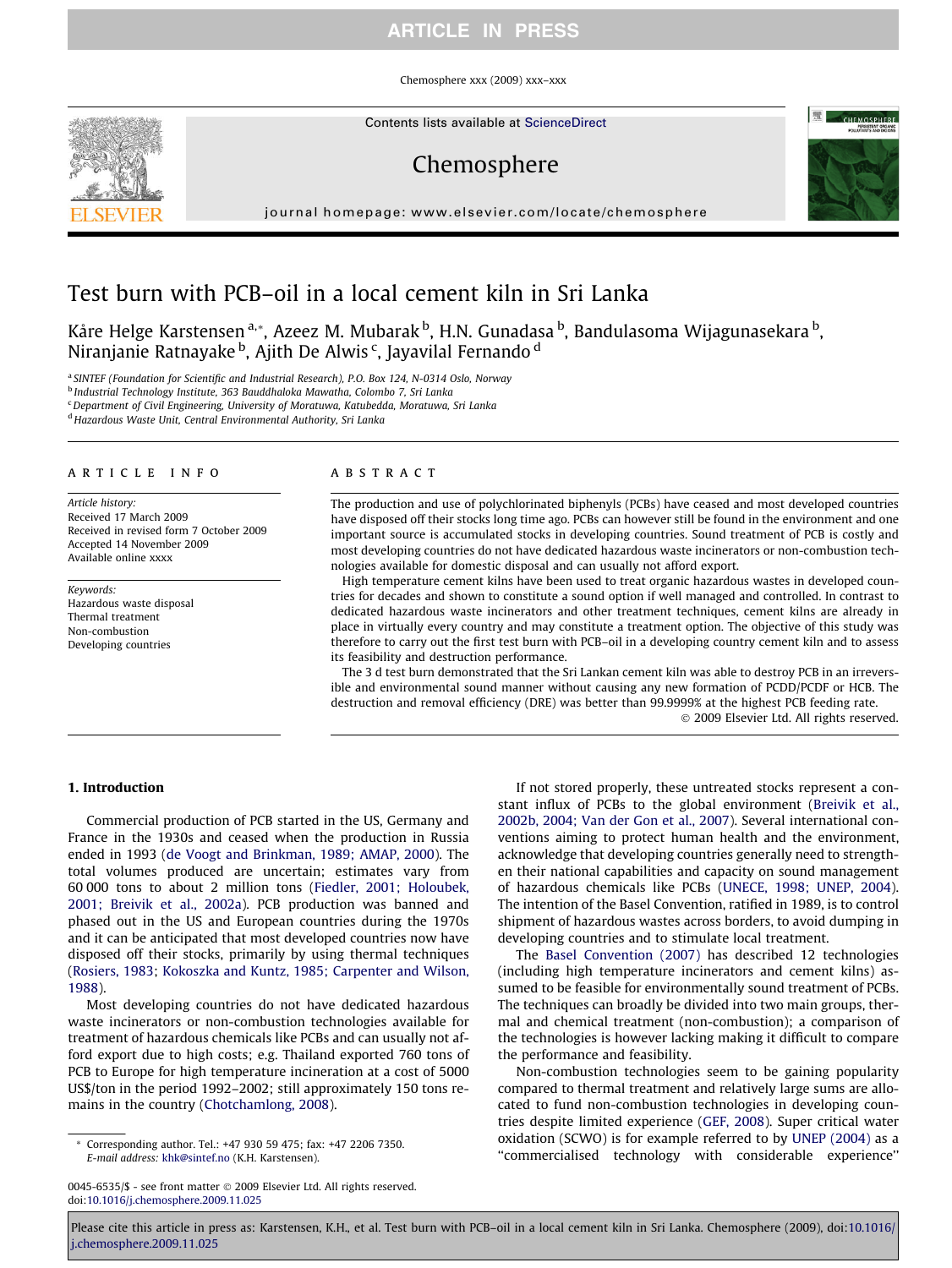# Test burn with PCB–oil in a local cement kiln in Sri Lanka

Kåre Helge Karstensen [a,*], Azeez M. Mubarak [b], H.N. Gunadasa [b], Bandulasoma Wijagunasekara [b], Niranjanie Ratnayake [b], Ajith De Alwis [c], Jayavilal Fernando [d]

[a] SINTEF (Foundation for Scientific and Industrial Research), P.O. Box 124, N-0314 Oslo, Norway
[b] Industrial Technology Institute, 363 Bauddhaloka Mawatha, Colombo 7, Sri Lanka
[c] Department of Civil Engineering, University of Moratuwa, Katubedda, Moratuwa, Sri Lanka
[d] Hazardous Waste Unit, Central Environmental Authority, Sri Lanka

**ARTICLE INFO**

*Article history:*
Received 17 March 2009
Received in revised form 7 October 2009
Accepted 14 November 2009
Available online xxxx

*Keywords:*
Hazardous waste disposal
Thermal treatment
Non-combustion
Developing countries

**ABSTRACT**

The production and use of polychlorinated biphenyls (PCBs) have ceased and most developed countries have disposed off their stocks long time ago. PCBs can however still be found in the environment and one important source is accumulated stocks in developing countries. Sound treatment of PCB is costly and most developing countries do not have dedicated hazardous waste incinerators or non-combustion technologies available for domestic disposal and can usually not afford export.

High temperature cement kilns have been used to treat organic hazardous wastes in developed countries for decades and shown to constitute a sound option if well managed and controlled. In contrast to dedicated hazardous waste incinerators and other treatment techniques, cement kilns are already in place in virtually every country and may constitute a treatment option. The objective of this study was therefore to carry out the first test burn with PCB–oil in a developing country cement kiln and to assess its feasibility and destruction performance.

The 3 d test burn demonstrated that the Sri Lankan cement kiln was able to destroy PCB in an irreversible and environmental sound manner without causing any new formation of PCDD/PCDF or HCB. The destruction and removal efficiency (DRE) was better than 99.9999% at the highest PCB feeding rate.

© 2009 Elsevier Ltd. All rights reserved.

## 1. Introduction

Commercial production of PCB started in the US, Germany and France in the 1930s and ceased when the production in Russia ended in 1993 (de Voogt and Brinkman, 1989; AMAP, 2000). The total volumes produced are uncertain; estimates vary from 60 000 tons to about 2 million tons (Fiedler, 2001; Holoubek, 2001; Breivik et al., 2002a). PCB production was banned and phased out in the US and European countries during the 1970s and it can be anticipated that most developed countries now have disposed off their stocks, primarily by using thermal techniques (Rosiers, 1983; Kokoszka and Kuntz, 1985; Carpenter and Wilson, 1988).

Most developing countries do not have dedicated hazardous waste incinerators or non-combustion technologies available for treatment of hazardous chemicals like PCBs and can usually not afford export due to high costs; e.g. Thailand exported 760 tons of PCB to Europe for high temperature incineration at a cost of 5000 US$/ton in the period 1992–2002; still approximately 150 tons remains in the country (Chotchamlong, 2008).

If not stored properly, these untreated stocks represent a constant influx of PCBs to the global environment (Breivik et al., 2002b, 2004; Van der Gon et al., 2007). Several international conventions aiming to protect human health and the environment, acknowledge that developing countries generally need to strengthen their national capabilities and capacity on sound management of hazardous chemicals like PCBs (UNECE, 1998; UNEP, 2004). The intention of the Basel Convention, ratified in 1989, is to control shipment of hazardous wastes across borders, to avoid dumping in developing countries and to stimulate local treatment.

The Basel Convention (2007) has described 12 technologies (including high temperature incinerators and cement kilns) assumed to be feasible for environmentally sound treatment of PCBs. The techniques can broadly be divided into two main groups, thermal and chemical treatment (non-combustion); a comparison of the technologies is however lacking making it difficult to compare the performance and feasibility.

Non-combustion technologies seem to be gaining popularity compared to thermal treatment and relatively large sums are allocated to fund non-combustion technologies in developing countries despite limited experience (GEF, 2008). Super critical water oxidation (SCWO) is for example referred to by UNEP (2004) as a "commercialised technology with considerable experience"

* Corresponding author. Tel.: +47 930 59 475; fax: +47 2206 7350.
E-mail address: khk@sintef.no (K.H. Karstensen).

0045-6535/$ - see front matter © 2009 Elsevier Ltd. All rights reserved.
doi:10.1016/j.chemosphere.2009.11.025

Please cite this article in press as: Karstensen, K.H., et al. Test burn with PCB–oil in a local cement kiln in Sri Lanka. Chemosphere (2009), doi:10.1016/j.chemosphere.2009.11.025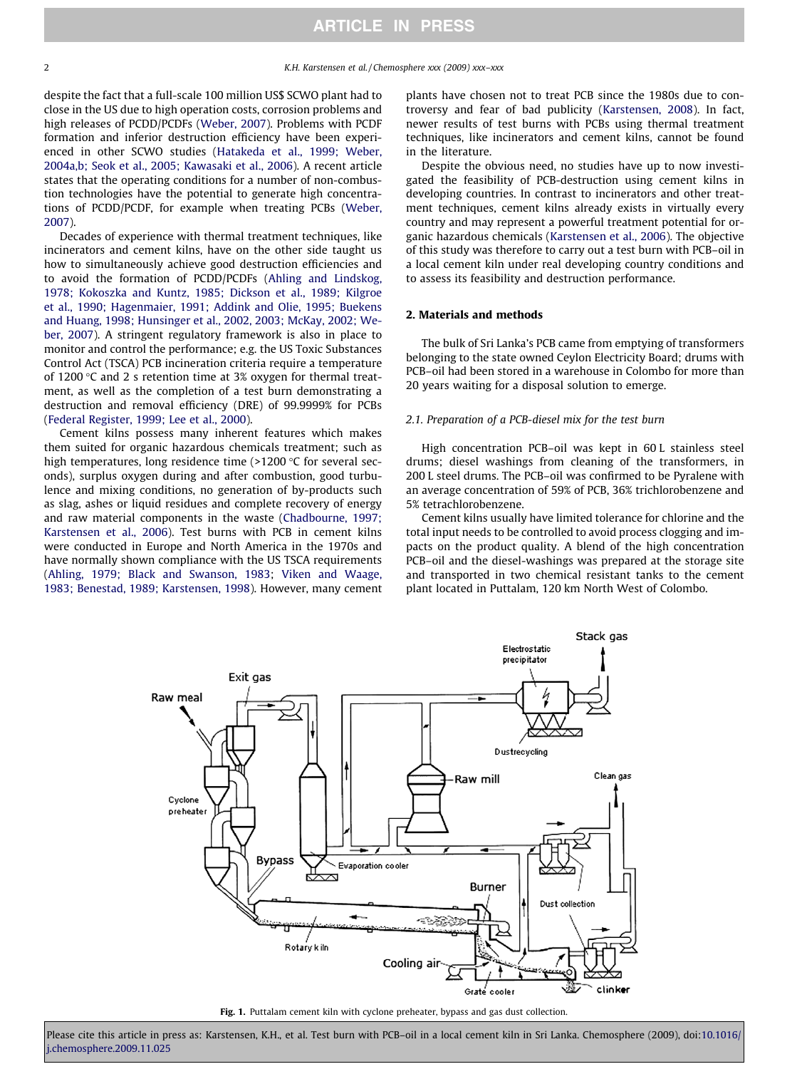despite the fact that a full-scale 100 million US$ SCWO plant had to close in the US due to high operation costs, corrosion problems and high releases of PCDD/PCDFs (Weber, 2007). Problems with PCDF formation and inferior destruction efficiency have been experienced in other SCWO studies (Hatakeda et al., 1999; Weber, 2004a,b; Seok et al., 2005; Kawasaki et al., 2006). A recent article states that the operating conditions for a number of non-combustion technologies have the potential to generate high concentrations of PCDD/PCDF, for example when treating PCBs (Weber, 2007).

Decades of experience with thermal treatment techniques, like incinerators and cement kilns, have on the other side taught us how to simultaneously achieve good destruction efficiencies and to avoid the formation of PCDD/PCDFs (Ahling and Lindskog, 1978; Kokoszka and Kuntz, 1985; Dickson et al., 1989; Kilgroe et al., 1990; Hagenmaier, 1991; Addink and Olie, 1995; Buekens and Huang, 1998; Hunsinger et al., 2002, 2003; McKay, 2002; Weber, 2007). A stringent regulatory framework is also in place to monitor and control the performance; e.g. the US Toxic Substances Control Act (TSCA) PCB incineration criteria require a temperature of 1200 °C and 2 s retention time at 3% oxygen for thermal treatment, as well as the completion of a test burn demonstrating a destruction and removal efficiency (DRE) of 99.9999% for PCBs (Federal Register, 1999; Lee et al., 2000).

Cement kilns possess many inherent features which makes them suited for organic hazardous chemicals treatment; such as high temperatures, long residence time (>1200 °C for several seconds), surplus oxygen during and after combustion, good turbulence and mixing conditions, no generation of by-products such as slag, ashes or liquid residues and complete recovery of energy and raw material components in the waste (Chadbourne, 1997; Karstensen et al., 2006). Test burns with PCB in cement kilns were conducted in Europe and North America in the 1970s and have normally shown compliance with the US TSCA requirements (Ahling, 1979; Black and Swanson, 1983; Viken and Waage, 1983; Benestad, 1989; Karstensen, 1998). However, many cement plants have chosen not to treat PCB since the 1980s due to controversy and fear of bad publicity (Karstensen, 2008). In fact, newer results of test burns with PCBs using thermal treatment techniques, like incinerators and cement kilns, cannot be found in the literature.

Despite the obvious need, no studies have up to now investigated the feasibility of PCB-destruction using cement kilns in developing countries. In contrast to incinerators and other treatment techniques, cement kilns already exists in virtually every country and may represent a powerful treatment potential for organic hazardous chemicals (Karstensen et al., 2006). The objective of this study was therefore to carry out a test burn with PCB–oil in a local cement kiln under real developing country conditions and to assess its feasibility and destruction performance.

## 2. Materials and methods

The bulk of Sri Lanka's PCB came from emptying of transformers belonging to the state owned Ceylon Electricity Board; drums with PCB–oil had been stored in a warehouse in Colombo for more than 20 years waiting for a disposal solution to emerge.

### 2.1. Preparation of a PCB-diesel mix for the test burn

High concentration PCB–oil was kept in 60 L stainless steel drums; diesel washings from cleaning of the transformers, in 200 L steel drums. The PCB–oil was confirmed to be Pyralene with an average concentration of 59% of PCB, 36% trichlorobenzene and 5% tetrachlorobenzene.

Cement kilns usually have limited tolerance for chlorine and the total input needs to be controlled to avoid process clogging and impacts on the product quality. A blend of the high concentration PCB–oil and the diesel-washings was prepared at the storage site and transported in two chemical resistant tanks to the cement plant located in Puttalam, 120 km North West of Colombo.

Fig. 1. Puttalam cement kiln with cyclone preheater, bypass and gas dust collection.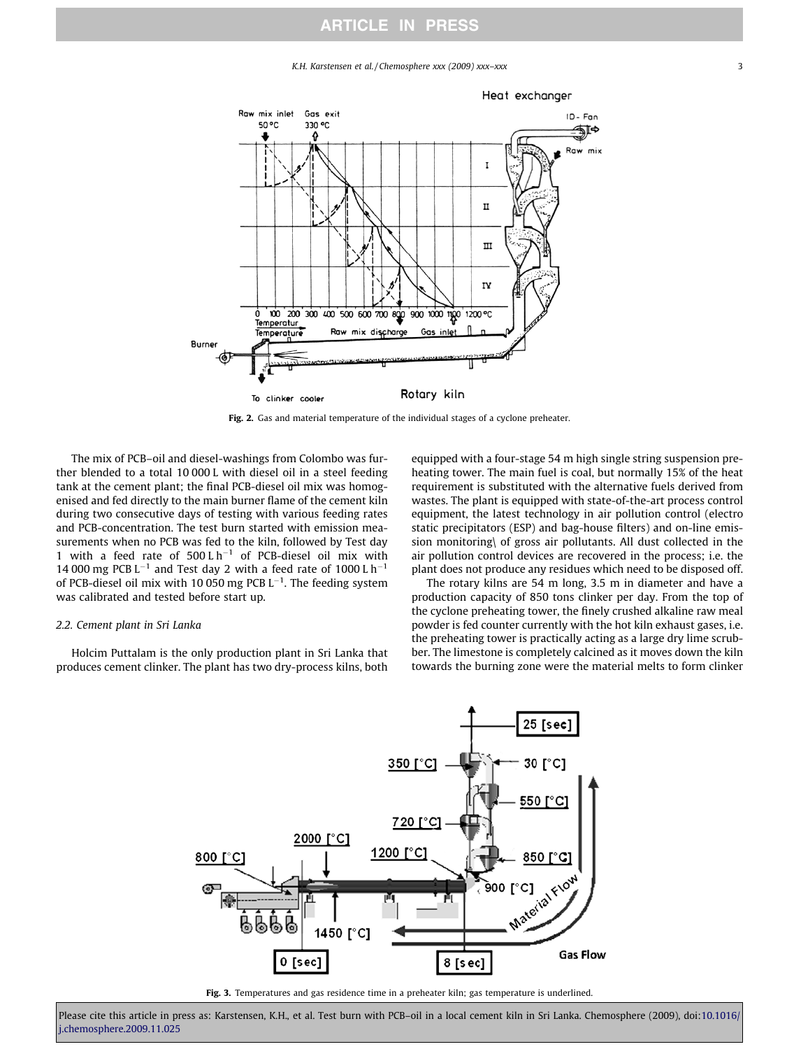Fig. 2. Gas and material temperature of the individual stages of a cyclone preheater.

The mix of PCB–oil and diesel-washings from Colombo was further blended to a total 10 000 L with diesel oil in a steel feeding tank at the cement plant; the final PCB-diesel oil mix was homogenised and fed directly to the main burner flame of the cement kiln during two consecutive days of testing with various feeding rates and PCB-concentration. The test burn started with emission measurements when no PCB was fed to the kiln, followed by Test day 1 with a feed rate of 500 L $h^{-1}$ of PCB-diesel oil mix with 14 000 mg PCB $L^{-1}$ and Test day 2 with a feed rate of 1000 L $h^{-1}$ of PCB-diesel oil mix with 10 050 mg PCB $L^{-1}$. The feeding system was calibrated and tested before start up.

### 2.2. Cement plant in Sri Lanka

Holcim Puttalam is the only production plant in Sri Lanka that produces cement clinker. The plant has two dry-process kilns, both equipped with a four-stage 54 m high single string suspension preheating tower. The main fuel is coal, but normally 15% of the heat requirement is substituted with the alternative fuels derived from wastes. The plant is equipped with state-of-the-art process control equipment, the latest technology in air pollution control (electro static precipitators (ESP) and bag-house filters) and on-line emission monitoring\ of gross air pollutants. All dust collected in the air pollution control devices are recovered in the process; i.e. the plant does not produce any residues which need to be disposed off.

The rotary kilns are 54 m long, 3.5 m in diameter and have a production capacity of 850 tons clinker per day. From the top of the cyclone preheating tower, the finely crushed alkaline raw meal powder is fed counter currently with the hot kiln exhaust gases, i.e. the preheating tower is practically acting as a large dry lime scrubber. The limestone is completely calcined as it moves down the kiln towards the burning zone were the material melts to form clinker

Fig. 3. Temperatures and gas residence time in a preheater kiln; gas temperature is underlined.

Please cite this article in press as: Karstensen, K.H., et al. Test burn with PCB–oil in a local cement kiln in Sri Lanka. Chemosphere (2009), doi:10.1016/j.chemosphere.2009.11.025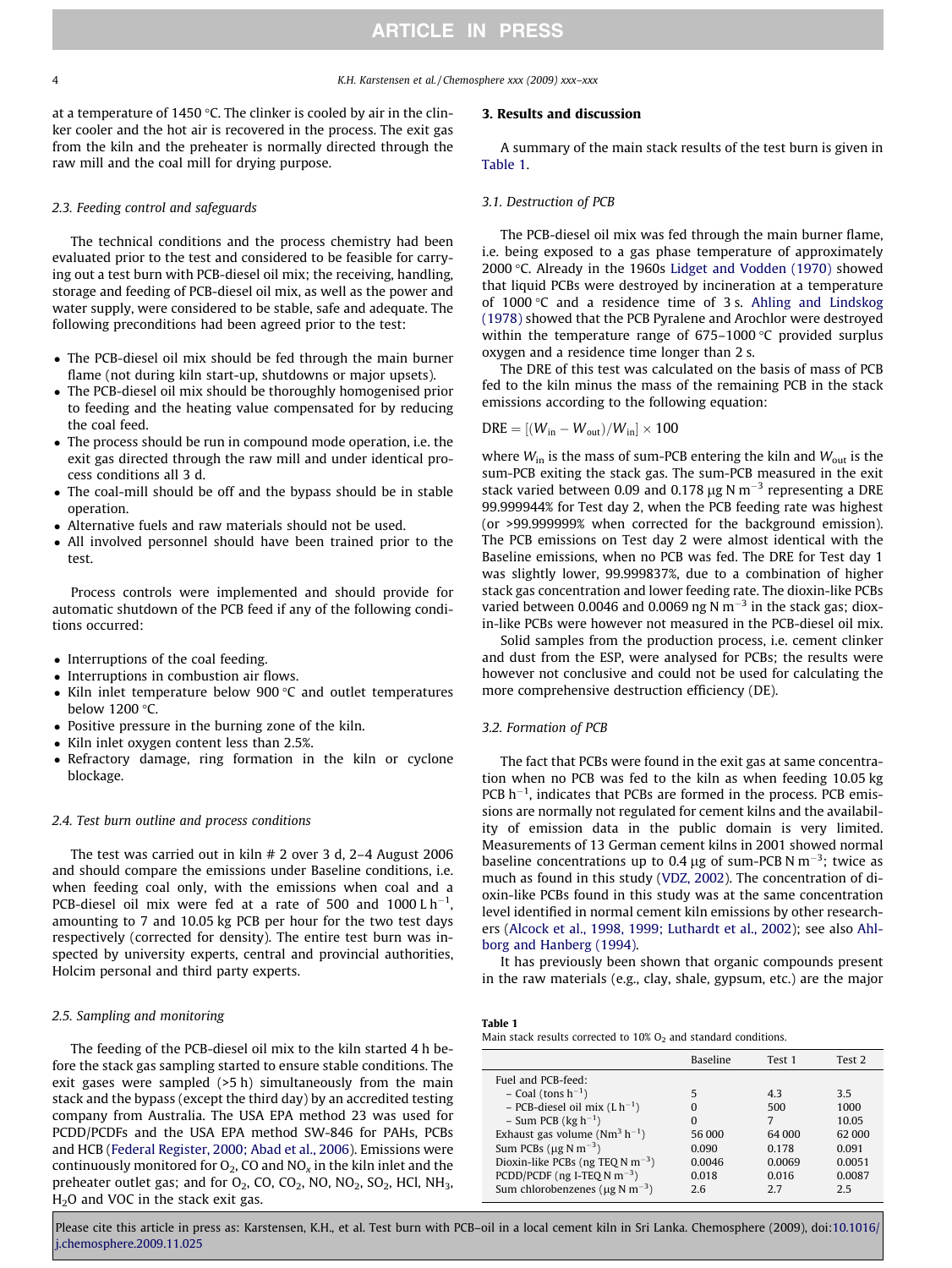at a temperature of 1450 °C. The clinker is cooled by air in the clinker cooler and the hot air is recovered in the process. The exit gas from the kiln and the preheater is normally directed through the raw mill and the coal mill for drying purpose.

### 2.3. Feeding control and safeguards

The technical conditions and the process chemistry had been evaluated prior to the test and considered to be feasible for carrying out a test burn with PCB-diesel oil mix; the receiving, handling, storage and feeding of PCB-diesel oil mix, as well as the power and water supply, were considered to be stable, safe and adequate. The following preconditions had been agreed prior to the test:

- The PCB-diesel oil mix should be fed through the main burner flame (not during kiln start-up, shutdowns or major upsets).
- The PCB-diesel oil mix should be thoroughly homogenised prior to feeding and the heating value compensated for by reducing the coal feed.
- The process should be run in compound mode operation, i.e. the exit gas directed through the raw mill and under identical process conditions all 3 d.
- The coal-mill should be off and the bypass should be in stable operation.
- Alternative fuels and raw materials should not be used.
- All involved personnel should have been trained prior to the test.

Process controls were implemented and should provide for automatic shutdown of the PCB feed if any of the following conditions occurred:

- Interruptions of the coal feeding.
- Interruptions in combustion air flows.
- Kiln inlet temperature below 900 °C and outlet temperatures below 1200 °C.
- Positive pressure in the burning zone of the kiln.
- Kiln inlet oxygen content less than 2.5%.
- Refractory damage, ring formation in the kiln or cyclone blockage.

### 2.4. Test burn outline and process conditions

The test was carried out in kiln # 2 over 3 d, 2–4 August 2006 and should compare the emissions under Baseline conditions, i.e. when feeding coal only, with the emissions when coal and a PCB-diesel oil mix were fed at a rate of 500 and 1000 L $h^{-1}$, amounting to 7 and 10.05 kg PCB per hour for the two test days respectively (corrected for density). The entire test burn was inspected by university experts, central and provincial authorities, Holcim personal and third party experts.

### 2.5. Sampling and monitoring

The feeding of the PCB-diesel oil mix to the kiln started 4 h before the stack gas sampling started to ensure stable conditions. The exit gases were sampled (>5 h) simultaneously from the main stack and the bypass (except the third day) by an accredited testing company from Australia. The USA EPA method 23 was used for PCDD/PCDFs and the USA EPA method SW-846 for PAHs, PCBs and HCB (Federal Register, 2000; Abad et al., 2006). Emissions were continuously monitored for $O_2$, CO and $NO_x$ in the kiln inlet and the preheater outlet gas; and for $O_2$, CO, $CO_2$, NO, $NO_2$, $SO_2$, HCl, $NH_3$, $H_2O$ and VOC in the stack exit gas.

## 3. Results and discussion

A summary of the main stack results of the test burn is given in Table 1.

### 3.1. Destruction of PCB

The PCB-diesel oil mix was fed through the main burner flame, i.e. being exposed to a gas phase temperature of approximately 2000 °C. Already in the 1960s Lidget and Vodden (1970) showed that liquid PCBs were destroyed by incineration at a temperature of 1000 °C and a residence time of 3 s. Ahling and Lindskog (1978) showed that the PCB Pyralene and Arochlor were destroyed within the temperature range of 675–1000 °C provided surplus oxygen and a residence time longer than 2 s.

The DRE of this test was calculated on the basis of mass of PCB fed to the kiln minus the mass of the remaining PCB in the stack emissions according to the following equation:

$$\text{DRE} = [(W_{\text{in}} - W_{\text{out}})/W_{\text{in}}] \times 100$$

where $W_{\text{in}}$ is the mass of sum-PCB entering the kiln and $W_{\text{out}}$ is the sum-PCB exiting the stack gas. The sum-PCB measured in the exit stack varied between 0.09 and 0.178 μg N $m^{-3}$ representing a DRE 99.999944% for Test day 2, when the PCB feeding rate was highest (or >99.999999% when corrected for the background emission). The PCB emissions on Test day 2 were almost identical with the Baseline emissions, when no PCB was fed. The DRE for Test day 1 was slightly lower, 99.999837%, due to a combination of higher stack gas concentration and lower feeding rate. The dioxin-like PCBs varied between 0.0046 and 0.0069 ng N $m^{-3}$ in the stack gas; dioxin-like PCBs were however not measured in the PCB-diesel oil mix.

Solid samples from the production process, i.e. cement clinker and dust from the ESP, were analysed for PCBs; the results were however not conclusive and could not be used for calculating the more comprehensive destruction efficiency (DE).

### 3.2. Formation of PCB

The fact that PCBs were found in the exit gas at same concentration when no PCB was fed to the kiln as when feeding 10.05 kg PCB $h^{-1}$, indicates that PCBs are formed in the process. PCB emissions are normally not regulated for cement kilns and the availability of emission data in the public domain is very limited. Measurements of 13 German cement kilns in 2001 showed normal baseline concentrations up to 0.4 μg of sum-PCB N $m^{-3}$; twice as much as found in this study (VDZ, 2002). The concentration of dioxin-like PCBs found in this study was at the same concentration level identified in normal cement kiln emissions by other researchers (Alcock et al., 1998, 1999; Luthardt et al., 2002); see also Ahlborg and Hanberg (1994).

It has previously been shown that organic compounds present in the raw materials (e.g., clay, shale, gypsum, etc.) are the major

**Table 1**
Main stack results corrected to 10% $O_2$ and standard conditions.

| | Baseline | Test 1 | Test 2 |
|---|---|---|---|
| Fuel and PCB-feed: | | | |
| – Coal (tons $h^{-1}$) | 5 | 4.3 | 3.5 |
| – PCB-diesel oil mix (L $h^{-1}$) | 0 | 500 | 1000 |
| – Sum PCB (kg $h^{-1}$) | 0 | 7 | 10.05 |
| Exhaust gas volume ($Nm^3$ $h^{-1}$) | 56 000 | 64 000 | 62 000 |
| Sum PCBs (μg N $m^{-3}$) | 0.090 | 0.178 | 0.091 |
| Dioxin-like PCBs (ng TEQ N $m^{-3}$) | 0.0046 | 0.0069 | 0.0051 |
| PCDD/PCDF (ng I-TEQ N $m^{-3}$) | 0.018 | 0.016 | 0.0087 |
| Sum chlorobenzenes (μg N $m^{-3}$) | 2.6 | 2.7 | 2.5 |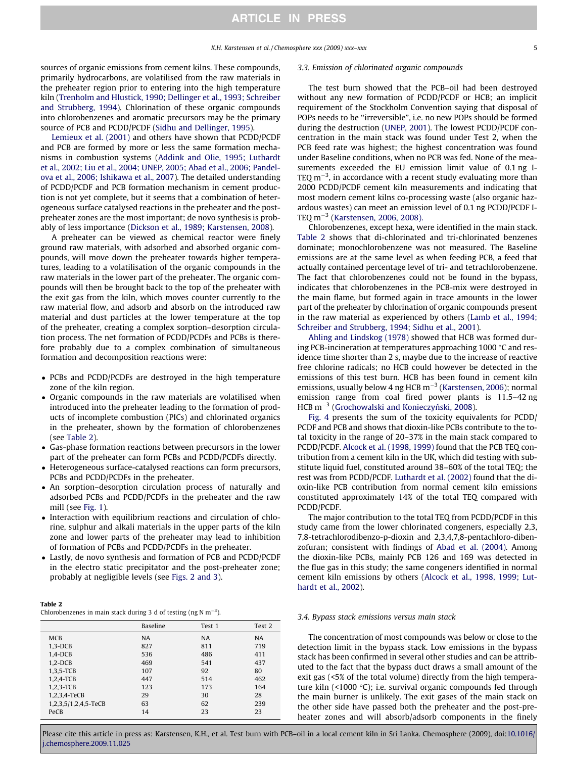sources of organic emissions from cement kilns. These compounds, primarily hydrocarbons, are volatilised from the raw materials in the preheater region prior to entering into the high temperature kiln (Trenholm and Hlustick, 1990; Dellinger et al., 1993; Schreiber and Strubberg, 1994). Chlorination of these organic compounds into chlorobenzenes and aromatic precursors may be the primary source of PCB and PCDD/PCDF (Sidhu and Dellinger, 1995).

Lemieux et al. (2001) and others have shown that PCDD/PCDF and PCB are formed by more or less the same formation mechanisms in combustion systems (Addink and Olie, 1995; Luthardt et al., 2002; Liu et al., 2004; UNEP, 2005; Abad et al., 2006; Pandelova et al., 2006; Ishikawa et al., 2007). The detailed understanding of PCDD/PCDF and PCB formation mechanism in cement production is not yet complete, but it seems that a combination of heterogeneous surface catalysed reactions in the preheater and the post-preheater zones are the most important; de novo synthesis is probably of less importance (Dickson et al., 1989; Karstensen, 2008).

A preheater can be viewed as chemical reactor were finely ground raw materials, with adsorbed and absorbed organic compounds, will move down the preheater towards higher temperatures, leading to a volatilisation of the organic compounds in the raw materials in the lower part of the preheater. The organic compounds will then be brought back to the top of the preheater with the exit gas from the kiln, which moves counter currently to the raw material flow, and adsorb and absorb on the introduced raw material and dust particles at the lower temperature at the top of the preheater, creating a complex sorption–desorption circulation process. The net formation of PCDD/PCDFs and PCBs is therefore probably due to a complex combination of simultaneous formation and decomposition reactions were:

- PCBs and PCDD/PCDFs are destroyed in the high temperature zone of the kiln region.
- Organic compounds in the raw materials are volatilised when introduced into the preheater leading to the formation of products of incomplete combustion (PICs) and chlorinated organics in the preheater, shown by the formation of chlorobenzenes (see Table 2).
- Gas-phase formation reactions between precursors in the lower part of the preheater can form PCBs and PCDD/PCDFs directly.
- Heterogeneous surface-catalysed reactions can form precursors, PCBs and PCDD/PCDFs in the preheater.
- An sorption–desorption circulation process of naturally and adsorbed PCBs and PCDD/PCDFs in the preheater and the raw mill (see Fig. 1).
- Interaction with equilibrium reactions and circulation of chlorine, sulphur and alkali materials in the upper parts of the kiln zone and lower parts of the preheater may lead to inhibition of formation of PCBs and PCDD/PCDFs in the preheater.
- Lastly, de novo synthesis and formation of PCB and PCDD/PCDF in the electro static precipitator and the post-preheater zone; probably at negligible levels (see Figs. 2 and 3).

**Table 2**
Chlorobenzenes in main stack during 3 d of testing (ng N $m^{-3}$).

| | Baseline | Test 1 | Test 2 |
|---|---|---|---|
| MCB | NA | NA | NA |
| 1,3-DCB | 827 | 811 | 719 |
| 1,4-DCB | 536 | 486 | 411 |
| 1,2-DCB | 469 | 541 | 437 |
| 1,3,5-TCB | 107 | 92 | 80 |
| 1,2,4-TCB | 447 | 514 | 462 |
| 1,2,3-TCB | 123 | 173 | 164 |
| 1,2,3,4-TeCB | 29 | 30 | 28 |
| 1,2,3,5/1,2,4,5-TeCB | 63 | 62 | 239 |
| PeCB | 14 | 23 | 23 |

### 3.3. Emission of chlorinated organic compounds

The test burn showed that the PCB–oil had been destroyed without any new formation of PCDD/PCDF or HCB; an implicit requirement of the Stockholm Convention saying that disposal of POPs needs to be "irreversible", i.e. no new POPs should be formed during the destruction (UNEP, 2001). The lowest PCDD/PCDF concentration in the main stack was found under Test 2, when the PCB feed rate was highest; the highest concentration was found under Baseline conditions, when no PCB was fed. None of the measurements exceeded the EU emission limit value of 0.1 ng I-TEQ $m^{-3}$, in accordance with a recent study evaluating more than 2000 PCDD/PCDF cement kiln measurements and indicating that most modern cement kilns co-processing waste (also organic hazardous wastes) can meet an emission level of 0.1 ng PCDD/PCDF I-TEQ $m^{-3}$ (Karstensen, 2006, 2008).

Chlorobenzenes, except hexa, were identified in the main stack. Table 2 shows that di-chlorinated and tri-chlorinated benzenes dominate; monochlorobenzene was not measured. The Baseline emissions are at the same level as when feeding PCB, a feed that actually contained percentage level of tri- and tetrachlorobenzene. The fact that chlorobenzenes could not be found in the bypass, indicates that chlorobenzenes in the PCB-mix were destroyed in the main flame, but formed again in trace amounts in the lower part of the preheater by chlorination of organic compounds present in the raw material as experienced by others (Lamb et al., 1994; Schreiber and Strubberg, 1994; Sidhu et al., 2001).

Ahling and Lindskog (1978) showed that HCB was formed during PCB-incineration at temperatures approaching 1000 °C and residence time shorter than 2 s, maybe due to the increase of reactive free chlorine radicals; no HCB could however be detected in the emissions of this test burn. HCB has been found in cement kiln emissions, usually below 4 ng HCB $m^{-3}$ (Karstensen, 2006); normal emission range from coal fired power plants is 11.5–42 ng HCB $m^{-3}$ (Grochowalski and Konieczyński, 2008).

Fig. 4 presents the sum of the toxicity equivalents for PCDD/PCDF and PCB and shows that dioxin-like PCBs contribute to the total toxicity in the range of 20–37% in the main stack compared to PCDD/PCDF. Alcock et al. (1998, 1999) found that the PCB TEQ contribution from a cement kiln in the UK, which did testing with substitute liquid fuel, constituted around 38–60% of the total TEQ; the rest was from PCDD/PCDF. Luthardt et al. (2002) found that the dioxin-like PCB contribution from normal cement kiln emissions constituted approximately 14% of the total TEQ compared with PCDD/PCDF.

The major contribution to the total TEQ from PCDD/PCDF in this study came from the lower chlorinated congeners, especially 2,3,7,8-tetrachlorodibenzo-p-dioxin and 2,3,4,7,8-pentachloro-dibenzofuran; consistent with findings of Abad et al. (2004). Among the dioxin-like PCBs, mainly PCB 126 and 169 was detected in the flue gas in this study; the same congeners identified in normal cement kiln emissions by others (Alcock et al., 1998, 1999; Luthardt et al., 2002).

### 3.4. Bypass stack emissions versus main stack

The concentration of most compounds was below or close to the detection limit in the bypass stack. Low emissions in the bypass stack has been confirmed in several other studies and can be attributed to the fact that the bypass duct draws a small amount of the exit gas (<5% of the total volume) directly from the high temperature kiln (<1000 °C); i.e. survival organic compounds fed through the main burner is unlikely. The exit gases of the main stack on the other side have passed both the preheater and the post-preheater zones and will absorb/adsorb components in the finely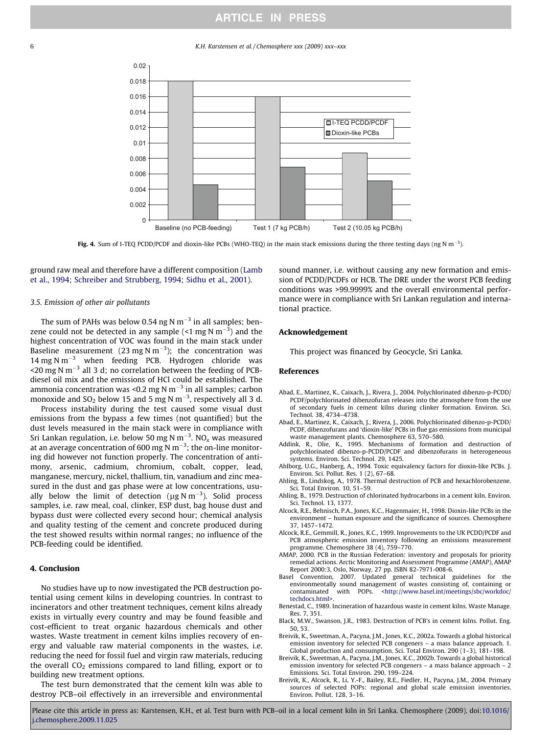Fig. 4. Sum of I-TEQ PCDD/PCDF and dioxin-like PCBs (WHO-TEQ) in the main stack emissions during the three testing days (ng N $m^{-3}$).

ground raw meal and therefore have a different composition (Lamb et al., 1994; Schreiber and Strubberg, 1994; Sidhu et al., 2001).

### 3.5. Emission of other air pollutants

The sum of PAHs was below 0.54 ng N $m^{-3}$ in all samples; benzene could not be detected in any sample (<1 mg N $m^{-3}$) and the highest concentration of VOC was found in the main stack under Baseline measurement (23 mg N $m^{-3}$); the concentration was 14 mg N $m^{-3}$ when feeding PCB. Hydrogen chloride was <20 mg N $m^{-3}$ all 3 d; no correlation between the feeding of PCB-diesel oil mix and the emissions of HCl could be established. The ammonia concentration was <0.2 mg N $m^{-3}$ in all samples; carbon monoxide and $SO_2$ below 15 and 5 mg N $m^{-3}$, respectively all 3 d.

Process instability during the test caused some visual dust emissions from the bypass a few times (not quantified) but the dust levels measured in the main stack were in compliance with Sri Lankan regulation, i.e. below 50 mg N $m^{-3}$. $NO_x$ was measured at an average concentration of 600 mg N $m^{-3}$; the on-line monitoring did however not function properly. The concentration of antimony, arsenic, cadmium, chromium, cobalt, copper, lead, manganese, mercury, nickel, thallium, tin, vanadium and zinc measured in the dust and gas phase were at low concentrations, usually below the limit of detection (μg N $m^{-3}$). Solid process samples, i.e. raw meal, coal, clinker, ESP dust, bag house dust and bypass dust were collected every second hour; chemical analysis and quality testing of the cement and concrete produced during the test showed results within normal ranges; no influence of the PCB-feeding could be identified.

## 4. Conclusion

No studies have up to now investigated the PCB destruction potential using cement kilns in developing countries. In contrast to incinerators and other treatment techniques, cement kilns already exists in virtually every country and may be found feasible and cost-efficient to treat organic hazardous chemicals and other wastes. Waste treatment in cement kilns implies recovery of energy and valuable raw material components in the wastes, i.e. reducing the need for fossil fuel and virgin raw materials, reducing the overall $CO_2$ emissions compared to land filling, export or to building new treatment options.

The test burn demonstrated that the cement kiln was able to destroy PCB–oil effectively in an irreversible and environmental sound manner, i.e. without causing any new formation and emission of PCDD/PCDFs or HCB. The DRE under the worst PCB feeding conditions was >99.9999% and the overall environmental performance were in compliance with Sri Lankan regulation and international practice.

## Acknowledgement

This project was financed by Geocycle, Sri Lanka.

## References

- Abad, E., Martinez, K., Caixach, J., Rivera, J., 2004. Polychlorinated dibenzo-p-PCDD/PCDF/polychlorinated dibenzofuran releases into the atmosphere from the use of secondary fuels in cement kilns during clinker formation. Environ. Sci. Technol. 38, 4734–4738.
- Abad, E., Martinez, K., Caixach, J., Rivera, J., 2006. Polychlorinated dibenzo-p-PCDD/PCDF, dibenzofurans and 'dioxin-like' PCBs in flue gas emissions from municipal waste management plants. Chemosphere 63, 570–580.
- Addink, R., Olie, K., 1995. Mechanisms of formation and destruction of polychlorinated dibenzo-p-PCDD/PCDF and dibenzofurans in heterogeneous systems. Environ. Sci. Technol. 29, 1425.
- Ahlborg, U.G., Hanberg, A., 1994. Toxic equivalency factors for dioxin-like PCBs. J. Environ. Sci. Pollut. Res. 1 (2), 67–68.
- Ahling, B., Lindskog, A., 1978. Thermal destruction of PCB and hexachlorobenzene. Sci. Total Environ. 10, 51–59.
- Ahling, B., 1979. Destruction of chlorinated hydrocarbons in a cement kiln. Environ. Sci. Technol. 13, 1377.
- Alcock, R.E., Behnisch, P.A., Jones, K.C., Hagenmaier, H., 1998. Dioxin-like PCBs in the environment – human exposure and the significance of sources. Chemosphere 37, 1457–1472.
- Alcock, R.E., Gemmill, R., Jones, K.C., 1999. Improvements to the UK PCDD/PCDF and PCB atmospheric emission inventory following an emissions measurement programme. Chemosphere 38 (4), 759–770.
- AMAP, 2000. PCB in the Russian Federation: inventory and proposals for priority remedial actions. Arctic Monitoring and Assessment Programme (AMAP), AMAP Report 2000:3, Oslo, Norway, 27 pp. ISBN 82-7971-008-6.
- Basel Convention, 2007. Updated general technical guidelines for the environmentally sound management of wastes consisting of, containing or contaminated with POPs. <http://www.basel.int/meetings/sbc/workdoc/techdocs.html>.
- Benestad, C., 1989. Incineration of hazardous waste in cement kilns. Waste Manage. Res. 7, 351.
- Black, M.W., Swanson, J.R., 1983. Destruction of PCB's in cement kilns. Pollut. Eng. 50, 53.
- Breivik, K., Sweetman, A., Pacyna, J.M., Jones, K.C., 2002a. Towards a global historical emission inventory for selected PCB congeners – a mass balance approach. 1. Global production and consumption. Sci. Total Environ. 290 (1–3), 181–198.
- Breivik, K., Sweetman, A., Pacyna, J.M., Jones, K.C., 2002b. Towards a global historical emission inventory for selected PCB congeners – a mass balance approach – 2 Emissions. Sci. Total Environ. 290, 199–224.
- Breivik, K., Alcock, R., Li, Y.-F., Bailey, R.E., Fiedler, H., Pacyna, J.M., 2004. Primary sources of selected POPs: regional and global scale emission inventories. Environ. Pollut. 128, 3–16.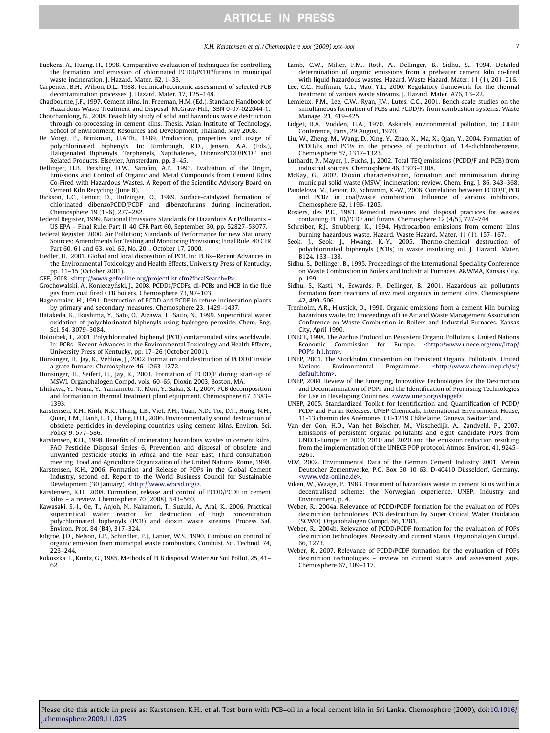Buekens, A., Huang, H., 1998. Comparative evaluation of techniques for controlling the formation and emission of chlorinated PCDD/PCDF/furans in municipal waste incineration. J. Hazard. Mater. 62, 1–33.

Carpenter, B.H., Wilson, D.L., 1988. Technical/economic assessment of selected PCB decontamination processes. J. Hazard. Mater. 17, 125–148.

Chadbourne, J.F., 1997. Cement kilns. In: Freeman, H.M. (Ed.), Standard Handbook of Hazardous Waste Treatment and Disposal. McGraw-Hill, ISBN 0-07-022044-1.

Chotchamlong, N., 2008. Feasibility study of solid and hazardous waste destruction through co-processing in cement kilns. Thesis. Asian Institute of Technology, School of Environment, Resources and Development, Thailand, May 2008.

De Voogt, P., Brinkman, U.A.Th., 1989. Production, properties and usage of polychlorinated biphenyls. In: Kimbrough, R.D., Jensen, A.A. (Eds.), Halogenated Biphenyls, Terphenyls, Napthalenes, DibenzoPCDD/PCDF and Related Products. Elsevier, Amsterdam, pp. 3–45.

Dellinger, H.B., Pershing, D.W., Sarofim, A.F., 1993. Evaluation of the Origin, Emissions and Control of Organic and Metal Compounds from Cement Kilns Co-Fired with Hazardous Wastes. A Report of the Scientific Advisory Board on Cement Kiln Recycling (June 8).

Dickson, L.C., Lenoir, D., Hutzinger, O., 1989. Surface-catalyzed formation of chlorinated dibenzoPCDD/PCDF and dibenzofurans during incineration. Chemosphere 19 (1–6), 277–282.

Federal Register, 1999. National Emissions Standards for Hazardous Air Pollutants – US EPA – Final Rule. Part II, 40 CFR Part 60, September 30, pp. 52827–53077.

Federal Register, 2000. Air Pollution; Standards of Performance for new Stationary Sources: Amendments for Testing and Monitoring Provisions; Final Rule. 40 CFR Part 60, 61 and 63. vol. 65, No. 201, October 17, 2000.

Fiedler, H., 2001. Global and local disposition of PCB. In: PCBs—Recent Advances in the Environmental Toxicology and Health Effects, University Press of Kentucky, pp. 11–15 (October 2001).

GEF, 2008. <http://www.gefonline.org/projectList.cfm?focalSearch=P>.

Grochowalski, A., Konieczyński, J., 2008. PCDDs/PCDFs, dl-PCBs and HCB in the flue gas from coal fired CFB boilers. Chemosphere 73, 97–103.

Hagenmaier, H., 1991. Destruction of PCDD and PCDF in refuse incineration plants by primary and secondary measures. Chemosphere 23, 1429–1437.

Hatakeda, K., Ikushima, Y., Sato, O., Aizawa, T., Saito, N., 1999. Supercritical water oxidation of polychlorinated biphenyls using hydrogen peroxide. Chem. Eng. Sci. 54, 3079–3084.

Holoubek, I., 2001. Polychlorinated biphenyl (PCB) contaminated sites worldwide. In: PCBs—Recent Advances in the Environmental Toxicology and Health Effects, University Press of Kentucky, pp. 17–26 (October 2001).

Hunsinger, H., Jay, K., Vehlow, J., 2002. Formation and destruction of PCDD/F inside a grate furnace. Chemosphere 46, 1263–1272.

Hunsinger, H., Seifert, H., Jay, K., 2003. Formation of PCDD/F during start-up of MSWI. Organohalogen Compd. vols. 60–65, Dioxin 2003, Boston, MA.

Ishikawa, Y., Noma, Y., Yamamoto, T., Mori, Y., Sakai, S.-I., 2007. PCB decomposition and formation in thermal treatment plant equipment. Chemosphere 67, 1383–1393.

Karstensen, K.H., Kinh, N.K., Thang, L.B., Viet, P.H., Tuan, N.D., Toi, D.T., Hung, N.H., Quan, T.M., Hanh, L.D., Thang, D.H., 2006. Environmentally sound destruction of obsolete pesticides in developing countries using cement kilns. Environ. Sci. Policy 9, 577–586.

Karstensen, K.H., 1998. Benefits of incinerating hazardous wastes in cement kilns. FAO Pesticide Disposal Series 6, Prevention and disposal of obsolete and unwanted pesticide stocks in Africa and the Near East, Third consultation meeting. Food and Agriculture Organization of the United Nations, Rome, 1998.

Karstensen, K.H., 2006. Formation and Release of POPs in the Global Cement Industry, second ed. Report to the World Business Council for Sustainable Development (30 January). <http://www.wbcsd.org/>.

Karstensen, K.H., 2008. Formation, release and control of PCDD/PCDF in cement kilns – a review. Chemosphere 70 (2008), 543–560.

Kawasaki, S.-I., Oe, T., Anjoh, N., Nakamori, T., Suzuki, A., Arai, K., 2006. Practical supercritical water reactor for destruction of high concentration polychlorinated biphenyls (PCB) and dioxin waste streams. Process Saf. Environ. Prot. 84 (B4), 317–324.

Kilgroe, J.D., Nelson, L.P., Schindler, P.J., Lanier, W.S., 1990. Combustion control of organic emission from municipal waste combustors. Combust. Sci. Technol. 74, 223–244.

Kokoszka, L., Kuntz, G., 1985. Methods of PCB disposal. Water Air Soil Pollut. 25, 41–62.

Lamb, C.W., Miller, F.M., Roth, A., Dellinger, B., Sidhu, S., 1994. Detailed determination of organic emissions from a preheater cement kiln co-fired with liquid hazardous wastes. Hazard. Waste Hazard. Mater. 11 (1), 201–216.

Lee, C.C., Huffman, G.L., Mao, Y.L., 2000. Regulatory framework for the thermal treatment of various waste streams. J. Hazard. Mater. A76, 13–22.

Lemieux, P.M., Lee, C.W., Ryan, J.V., Lutes, C.C., 2001. Bench-scale studies on the simultaneous formation of PCBs and PCDD/Fs from combustion systems. Waste Manage. 21, 419–425.

Lidget, R.A., Vodden, H.A., 1970. Askarels environmental pollution. In: CIGRE Conference, Paris, 29 August, 1970.

Liu, W., Zheng, M., Wang, D., Xing, Y., Zhao, X., Ma, X., Qian, Y., 2004. Formation of PCDD/Fs and PCBs in the process of production of 1,4-dichlorobenzene. Chemosphere 57, 1317–1323.

Luthardt, P., Mayer, J., Fuchs, J., 2002. Total TEQ emissions (PCDD/F and PCB) from industrial sources. Chemosphere 46, 1303–1308.

McKay, G., 2002. Dioxin characterisation, formation and minimisation during municipal solid waste (MSW) incineration: review. Chem. Eng. J. 86, 343–368.

Pandelova, M., Lenoir, D., Schramm, K.-W., 2006. Correlation between PCDD/F, PCB and PCBz in coal/waste combustion. Influence of various inhibitors. Chemosphere 62, 1196–1205.

Rosiers, des P.E., 1983. Remedial measures and disposal practices for wastes containing PCDD/PCDF and furans. Chemosphere 12 (4/5), 727–744.

Schreiber, R.J., Strubberg, K., 1994. Hydrocarbon emissions from cement kilns burning hazardous waste. Hazard. Waste Hazard. Mater. 11 (1), 157–167.

Seok, J., Seok, J., Hwang, K.-Y., 2005. Thermo-chemical destruction of polychlorinated biphenyls (PCBs) in waste insulating oil. J. Hazard. Mater. B124, 133–138.

Sidhu, S., Dellinger, B., 1995. Proceedings of the International Speciality Conference on Waste Combustion in Boilers and Industrial Furnaces. A&WMA, Kansas City. p. 199.

Sidhu, S., Kasti, N., Ecwards, P., Dellinger, B., 2001. Hazardous air pollutants formation from reactions of raw meal organics in cement kilns. Chemosphere 42, 499–506.

Trenholm, A.R., Hlustick, D., 1990. Organic emissions from a cement kiln burning hazardous waste. In: Proceedings of the Air and Waste Management Association Conference on Waste Combustion in Boilers and Industrial Furnaces. Kansas City, April 1990.

UNECE, 1998. The Aarhus Protocol on Persistent Organic Pollutants. United Nations Economic Commission for Europe. <http://www.unece.org/env/lrtap/POP's_h1.htm>.

UNEP, 2001. The Stockholm Convention on Persistent Organic Pollutants. United Nations Environmental Programme. <http://www.chem.unep.ch/sc/default.htm>.

UNEP, 2004. Review of the Emerging, Innovative Technologies for the Destruction and Decontamination of POPs and the Identification of Promising Technologies for Use in Developing Countries. <www.unep.org/stapgef>.

UNEP, 2005. Standardized Toolkit for Identification and Quantification of PCDD/PCDF and Furan Releases. UNEP Chemicals, International Environment House, 11-13 chemin des Anémones, CH-1219 Châtelaine, Geneva, Switzerland.

Van der Gon, H.D., Van het Bolscher, M., Visschedijk, A., Zandveld, P., 2007. Emissions of persistent organic pollutants and eight candidate POPs from UNECE-Europe in 2000, 2010 and 2020 and the emission reduction resulting from the implementation of the UNECE POP protocol. Atmos. Environ. 41, 9245–9261.

VDZ, 2002. Environmental Data of the German Cement Industry 2001. Verein Deutscher Zementwerke, P.O. Box 30 10 63, D-40410 Düsseldorf, Germany. <www.vdz-online.de>.

Viken, W., Waage, P., 1983. Treatment of hazardous waste in cement kilns within a decentralised scheme: the Norwegian experience. UNEP, Industry and Environment, p. 4.

Weber, R., 2004a. Relevance of PCDD/PCDF formation for the evaluation of POPs destruction technologies. PCB destruction by Super Critical Water Oxidation (SCWO). Organohalogen Compd. 66, 1281.

Weber, R., 2004b. Relevance of PCDD/PCDF formation for the evaluation of POPs destruction technologies. Necessity and current status. Organohalogen Compd. 66, 1273.

Weber, R., 2007. Relevance of PCDD/PCDF formation for the evaluation of POPs destruction technologies – review on current status and assessment gaps. Chemosphere 67, 109–117.

Please cite this article in press as: Karstensen, K.H., et al. Test burn with PCB–oil in a local cement kiln in Sri Lanka. Chemosphere (2009), doi:10.1016/j.chemosphere.2009.11.025